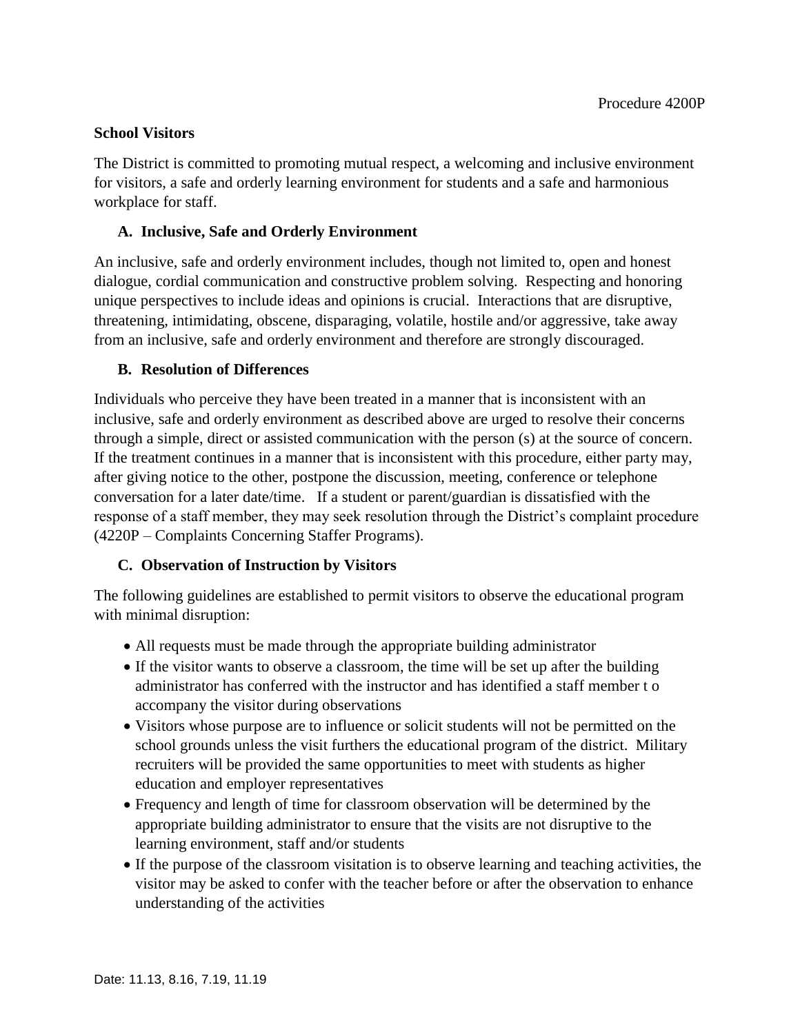Procedure 4200P

**School Visitors**

The District is committed to promoting mutual respect, a welcoming and inclusive environment for visitors, a safe and orderly learning environment for students and a safe and harmonious workplace for staff.

**A. Inclusive, Safe and Orderly Environment**

An inclusive, safe and orderly environment includes, though not limited to, open and honest dialogue, cordial communication and constructive problem solving. Respecting and honoring unique perspectives to include ideas and opinions is crucial. Interactions that are disruptive, threatening, intimidating, obscene, disparaging, volatile, hostile and/or aggressive, take away from an inclusive, safe and orderly environment and therefore are strongly discouraged.

**B. Resolution of Differences**

Individuals who perceive they have been treated in a manner that is inconsistent with an inclusive, safe and orderly environment as described above are urged to resolve their concerns through a simple, direct or assisted communication with the person (s) at the source of concern. If the treatment continues in a manner that is inconsistent with this procedure, either party may, after giving notice to the other, postpone the discussion, meeting, conference or telephone conversation for a later date/time. If a student or parent/guardian is dissatisfied with the response of a staff member, they may seek resolution through the District's complaint procedure (4220P – Complaints Concerning Staffer Programs).

**C. Observation of Instruction by Visitors**

The following guidelines are established to permit visitors to observe the educational program with minimal disruption:

- All requests must be made through the appropriate building administrator
- If the visitor wants to observe a classroom, the time will be set up after the building administrator has conferred with the instructor and has identified a staff member t o accompany the visitor during observations
- Visitors whose purpose are to influence or solicit students will not be permitted on the school grounds unless the visit furthers the educational program of the district. Military recruiters will be provided the same opportunities to meet with students as higher education and employer representatives
- Frequency and length of time for classroom observation will be determined by the appropriate building administrator to ensure that the visits are not disruptive to the learning environment, staff and/or students
- If the purpose of the classroom visitation is to observe learning and teaching activities, the visitor may be asked to confer with the teacher before or after the observation to enhance understanding of the activities

Date: 11.13, 8.16, 7.19, 11.19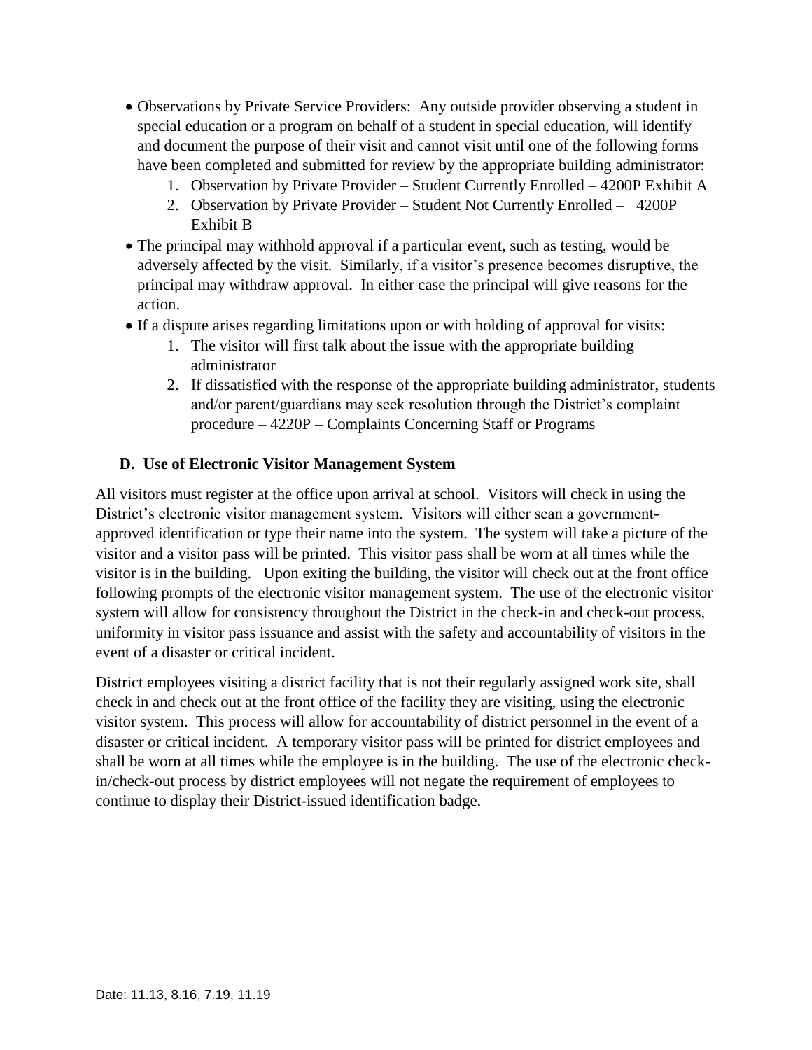- Observations by Private Service Providers: Any outside provider observing a student in special education or a program on behalf of a student in special education, will identify and document the purpose of their visit and cannot visit until one of the following forms have been completed and submitted for review by the appropriate building administrator:
    1. Observation by Private Provider – Student Currently Enrolled – 4200P Exhibit A
    2. Observation by Private Provider – Student Not Currently Enrolled – 4200P Exhibit B
- The principal may withhold approval if a particular event, such as testing, would be adversely affected by the visit. Similarly, if a visitor's presence becomes disruptive, the principal may withdraw approval. In either case the principal will give reasons for the action.
- If a dispute arises regarding limitations upon or with holding of approval for visits:
    1. The visitor will first talk about the issue with the appropriate building administrator
    2. If dissatisfied with the response of the appropriate building administrator, students and/or parent/guardians may seek resolution through the District's complaint procedure – 4220P – Complaints Concerning Staff or Programs

**D. Use of Electronic Visitor Management System**

All visitors must register at the office upon arrival at school. Visitors will check in using the District's electronic visitor management system. Visitors will either scan a government-approved identification or type their name into the system. The system will take a picture of the visitor and a visitor pass will be printed. This visitor pass shall be worn at all times while the visitor is in the building. Upon exiting the building, the visitor will check out at the front office following prompts of the electronic visitor management system. The use of the electronic visitor system will allow for consistency throughout the District in the check-in and check-out process, uniformity in visitor pass issuance and assist with the safety and accountability of visitors in the event of a disaster or critical incident.

District employees visiting a district facility that is not their regularly assigned work site, shall check in and check out at the front office of the facility they are visiting, using the electronic visitor system. This process will allow for accountability of district personnel in the event of a disaster or critical incident. A temporary visitor pass will be printed for district employees and shall be worn at all times while the employee is in the building. The use of the electronic check-in/check-out process by district employees will not negate the requirement of employees to continue to display their District-issued identification badge.

Date: 11.13, 8.16, 7.19, 11.19